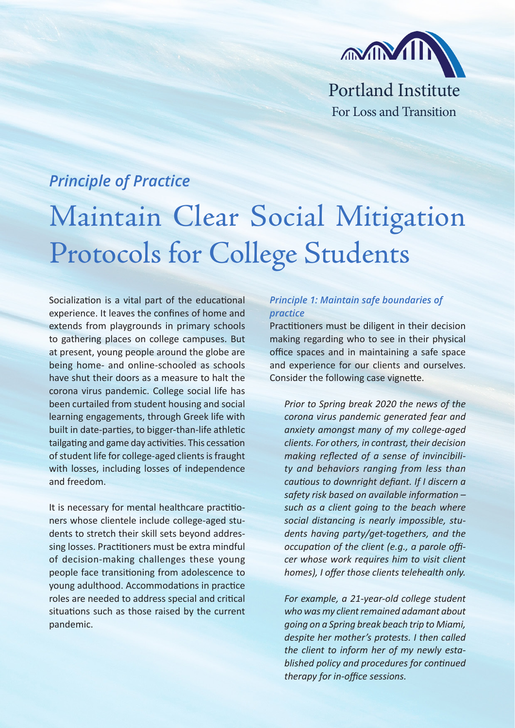Portland Institute
For Loss and Transition

*Principle of Practice*

# Maintain Clear Social Mitigation Protocols for College Students

Socialization is a vital part of the educational experience. It leaves the confines of home and extends from playgrounds in primary schools to gathering places on college campuses. But at present, young people around the globe are being home- and online-schooled as schools have shut their doors as a measure to halt the corona virus pandemic. College social life has been curtailed from student housing and social learning engagements, through Greek life with built in date-parties, to bigger-than-life athletic tailgating and game day activities. This cessation of student life for college-aged clients is fraught with losses, including losses of independence and freedom.

It is necessary for mental healthcare practitioners whose clientele include college-aged students to stretch their skill sets beyond addressing losses. Practitioners must be extra mindful of decision-making challenges these young people face transitioning from adolescence to young adulthood. Accommodations in practice roles are needed to address special and critical situations such as those raised by the current pandemic.

### *Principle 1: Maintain safe boundaries of practice*

Practitioners must be diligent in their decision making regarding who to see in their physical office spaces and in maintaining a safe space and experience for our clients and ourselves. Consider the following case vignette.

> *Prior to Spring break 2020 the news of the corona virus pandemic generated fear and anxiety amongst many of my college-aged clients. For others, in contrast, their decision making reflected of a sense of invincibility and behaviors ranging from less than cautious to downright defiant. If I discern a safety risk based on available information – such as a client going to the beach where social distancing is nearly impossible, students having party/get-togethers, and the occupation of the client (e.g., a parole officer whose work requires him to visit client homes), I offer those clients telehealth only.*
>
> *For example, a 21-year-old college student who was my client remained adamant about going on a Spring break beach trip to Miami, despite her mother's protests. I then called the client to inform her of my newly established policy and procedures for continued therapy for in-office sessions.*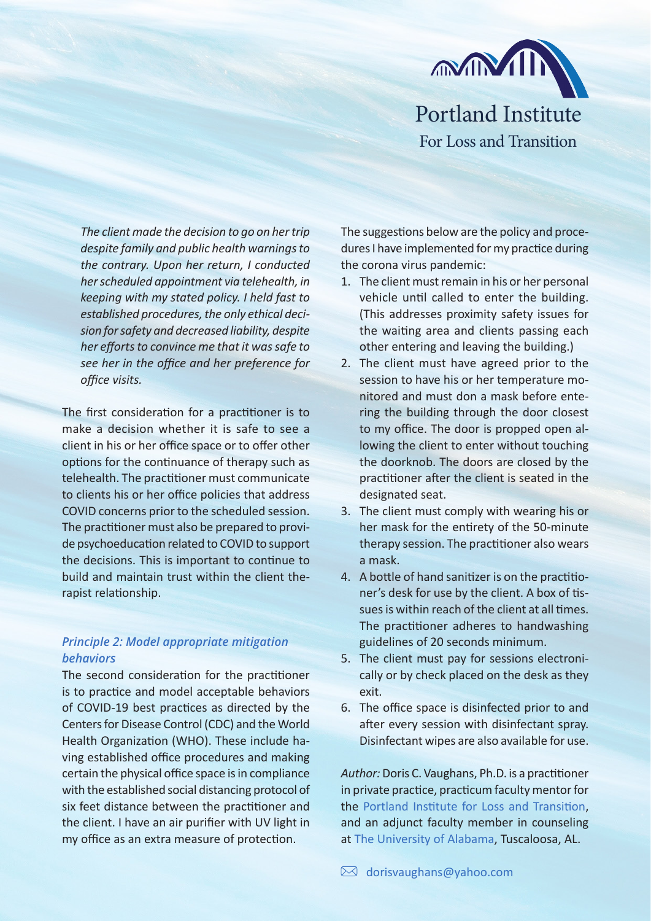*The client made the decision to go on her trip despite family and public health warnings to the contrary. Upon her return, I conducted her scheduled appointment via telehealth, in keeping with my stated policy. I held fast to established procedures, the only ethical decision for safety and decreased liability, despite her efforts to convince me that it was safe to see her in the office and her preference for office visits.*

The first consideration for a practitioner is to make a decision whether it is safe to see a client in his or her office space or to offer other options for the continuance of therapy such as telehealth. The practitioner must communicate to clients his or her office policies that address COVID concerns prior to the scheduled session. The practitioner must also be prepared to provide psychoeducation related to COVID to support the decisions. This is important to continue to build and maintain trust within the client therapist relationship.

### *Principle 2: Model appropriate mitigation behaviors*

The second consideration for the practitioner is to practice and model acceptable behaviors of COVID-19 best practices as directed by the Centers for Disease Control (CDC) and the World Health Organization (WHO). These include having established office procedures and making certain the physical office space is in compliance with the established social distancing protocol of six feet distance between the practitioner and the client. I have an air purifier with UV light in my office as an extra measure of protection.

The suggestions below are the policy and procedures I have implemented for my practice during the corona virus pandemic:

1. The client must remain in his or her personal vehicle until called to enter the building. (This addresses proximity safety issues for the waiting area and clients passing each other entering and leaving the building.)
2. The client must have agreed prior to the session to have his or her temperature monitored and must don a mask before entering the building through the door closest to my office. The door is propped open allowing the client to enter without touching the doorknob. The doors are closed by the practitioner after the client is seated in the designated seat.
3. The client must comply with wearing his or her mask for the entirety of the 50-minute therapy session. The practitioner also wears a mask.
4. A bottle of hand sanitizer is on the practitioner's desk for use by the client. A box of tissues is within reach of the client at all times. The practitioner adheres to handwashing guidelines of 20 seconds minimum.
5. The client must pay for sessions electronically or by check placed on the desk as they exit.
6. The office space is disinfected prior to and after every session with disinfectant spray. Disinfectant wipes are also available for use.

*Author:* Doris C. Vaughans, Ph.D. is a practitioner in private practice, practicum faculty mentor for the Portland Institute for Loss and Transition, and an adjunct faculty member in counseling at The University of Alabama, Tuscaloosa, AL.

dorisvaughans@yahoo.com